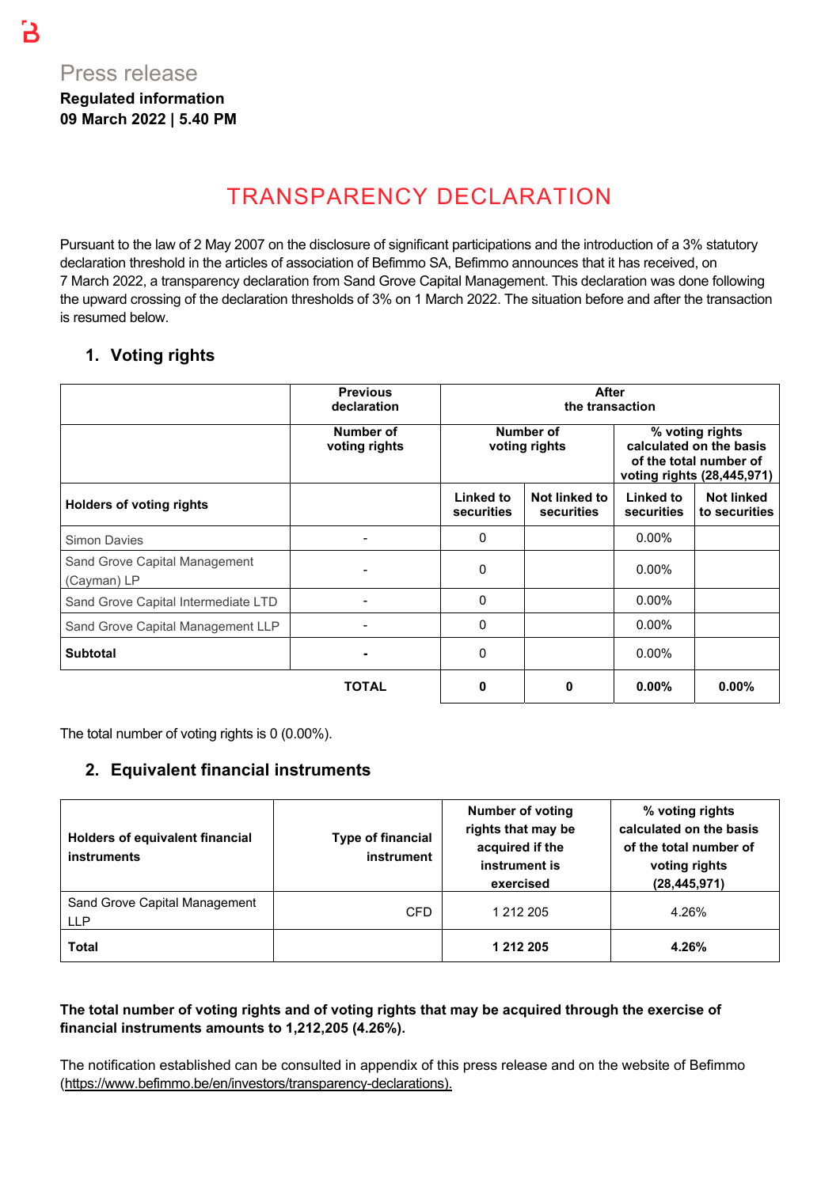Press release

**Regulated information**
**09 March 2022 | 5.40 PM**

# TRANSPARENCY DECLARATION

Pursuant to the law of 2 May 2007 on the disclosure of significant participations and the introduction of a 3% statutory declaration threshold in the articles of association of Befimmo SA, Befimmo announces that it has received, on 7 March 2022, a transparency declaration from Sand Grove Capital Management. This declaration was done following the upward crossing of the declaration thresholds of 3% on 1 March 2022. The situation before and after the transaction is resumed below.

## 1. Voting rights

| | Previous declaration | After the transaction | | | |
|---|---|---|---|---|---|
| | Number of voting rights | Number of voting rights | | % voting rights calculated on the basis of the total number of voting rights (28,445,971) | |
| **Holders of voting rights** | | Linked to securities | Not linked to securities | Linked to securities | Not linked to securities |
| Simon Davies | - | 0 | | 0.00% | |
| Sand Grove Capital Management (Cayman) LP | - | 0 | | 0.00% | |
| Sand Grove Capital Intermediate LTD | - | 0 | | 0.00% | |
| Sand Grove Capital Management LLP | - | 0 | | 0.00% | |
| **Subtotal** | **-** | 0 | | 0.00% | |
| | **TOTAL** | **0** | **0** | **0.00%** | **0.00%** |

The total number of voting rights is 0 (0.00%).

## 2. Equivalent financial instruments

| Holders of equivalent financial instruments | Type of financial instrument | Number of voting rights that may be acquired if the instrument is exercised | % voting rights calculated on the basis of the total number of voting rights (28,445,971) |
|---|---|---|---|
| Sand Grove Capital Management LLP | CFD | 1 212 205 | 4.26% |
| **Total** | | **1 212 205** | **4.26%** |

**The total number of voting rights and of voting rights that may be acquired through the exercise of financial instruments amounts to 1,212,205 (4.26%).**

The notification established can be consulted in appendix of this press release and on the website of Befimmo (https://www.befimmo.be/en/investors/transparency-declarations).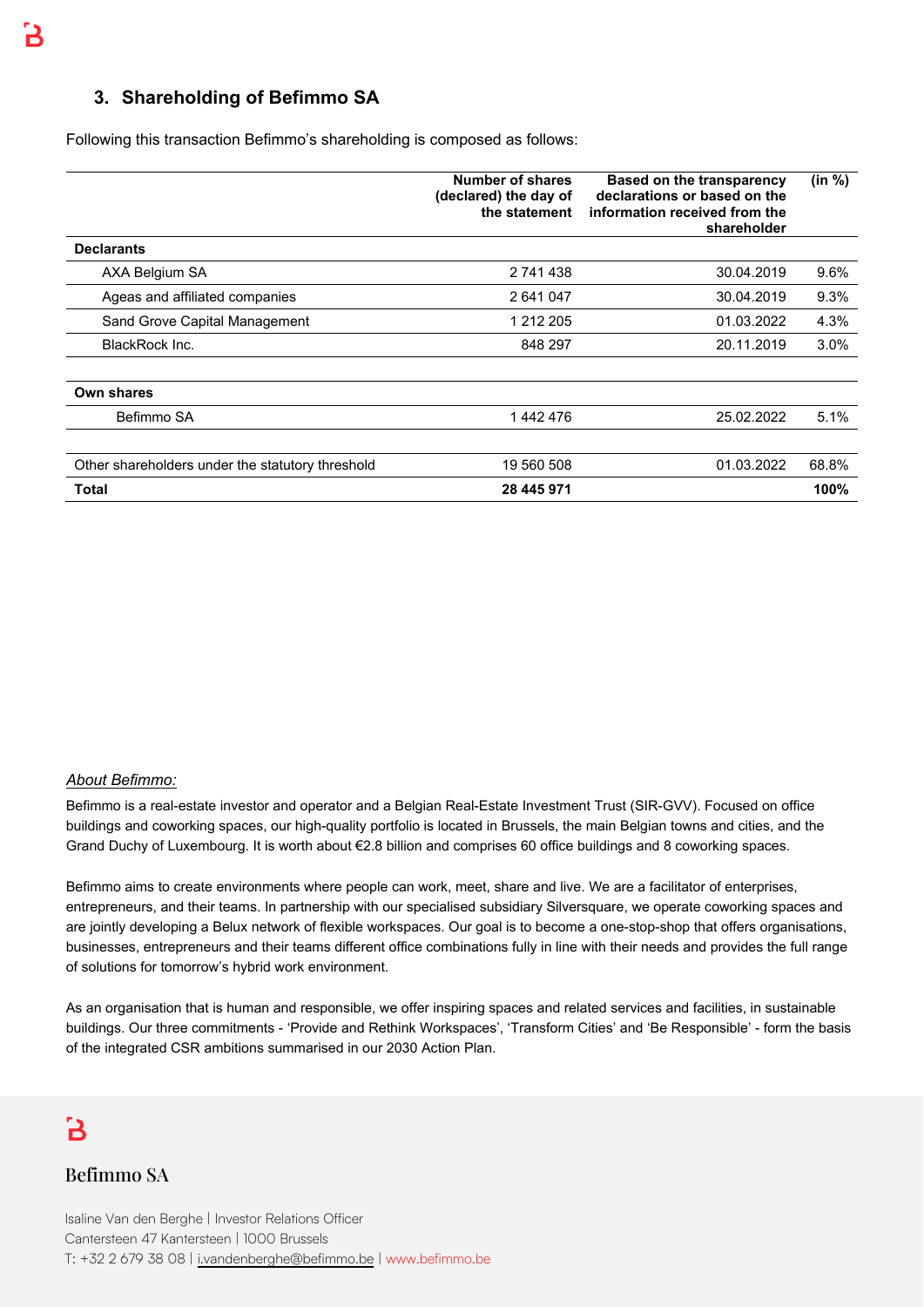## 3. Shareholding of Befimmo SA

Following this transaction Befimmo's shareholding is composed as follows:

| | Number of shares (declared) the day of the statement | Based on the transparency declarations or based on the information received from the shareholder | (in %) |
|---|---|---|---|
| **Declarants** | | | |
| AXA Belgium SA | 2 741 438 | 30.04.2019 | 9.6% |
| Ageas and affiliated companies | 2 641 047 | 30.04.2019 | 9.3% |
| Sand Grove Capital Management | 1 212 205 | 01.03.2022 | 4.3% |
| BlackRock Inc. | 848 297 | 20.11.2019 | 3.0% |
| **Own shares** | | | |
| Befimmo SA | 1 442 476 | 25.02.2022 | 5.1% |
| Other shareholders under the statutory threshold | 19 560 508 | 01.03.2022 | 68.8% |
| **Total** | **28 445 971** | | **100%** |

*About Befimmo:*

Befimmo is a real-estate investor and operator and a Belgian Real-Estate Investment Trust (SIR-GVV). Focused on office buildings and coworking spaces, our high-quality portfolio is located in Brussels, the main Belgian towns and cities, and the Grand Duchy of Luxembourg. It is worth about €2.8 billion and comprises 60 office buildings and 8 coworking spaces.

Befimmo aims to create environments where people can work, meet, share and live. We are a facilitator of enterprises, entrepreneurs, and their teams. In partnership with our specialised subsidiary Silversquare, we operate coworking spaces and are jointly developing a Belux network of flexible workspaces. Our goal is to become a one-stop-shop that offers organisations, businesses, entrepreneurs and their teams different office combinations fully in line with their needs and provides the full range of solutions for tomorrow's hybrid work environment.

As an organisation that is human and responsible, we offer inspiring spaces and related services and facilities, in sustainable buildings. Our three commitments - 'Provide and Rethink Workspaces', 'Transform Cities' and 'Be Responsible' - form the basis of the integrated CSR ambitions summarised in our 2030 Action Plan.

Befimmo SA

Isaline Van den Berghe | Investor Relations Officer
Cantersteen 47 Kantersteen | 1000 Brussels
T: +32 2 679 38 08 | i.vandenberghe@befimmo.be | www.befimmo.be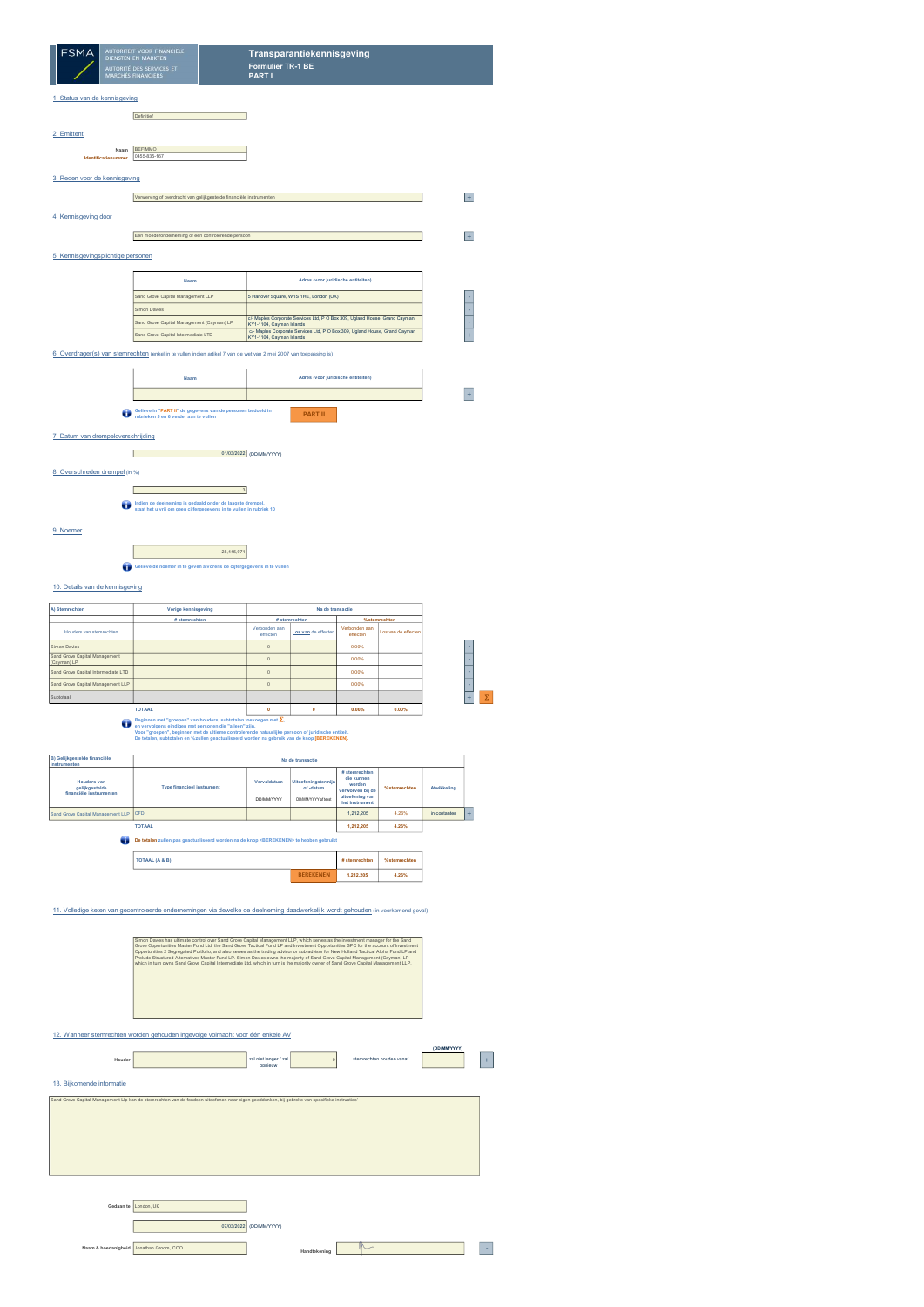FSMA AUTORITEIT VOOR FINANCIËLE DIENSTEN EN MARKTEN / AUTORITÉ DES SERVICES ET MARCHÉS FINANCIERS

# Transparantiekennisgeving
**Formulier TR-1 BE**
**PART I**

## 1. Status van de kennisgeving

Definitief

## 2. Emittent

**Naam** BEFIMMO
**Identificatienummer** 0455-835-167

## 3. Reden voor de kennisgeving

Verwerving of overdracht van gelijkgestelde financiële instrumenten

## 4. Kennisgeving door

Een moederonderneming of een controlerende persoon

## 5. Kennisgevingsplichtige personen

| Naam | Adres (voor juridische entiteiten) |
|---|---|
| Sand Grove Capital Management LLP | 5 Hanover Square, W1S 1HE, London (UK) |
| Simon Davies | |
| Sand Grove Capital Management (Cayman) LP | c/- Maples Corporate Services Ltd, P O Box 309, Ugland House, Grand Cayman KY1-1104, Cayman Islands |
| Sand Grove Capital Intermediate LTD | c/- Maples Corporate Services Ltd, P O Box 309, Ugland House, Grand Cayman KY1-1104, Cayman Islands |

## 6. Overdrager(s) van stemrechten (enkel in te vullen indien artikel 7 van de wet van 2 mei 2007 van toepassing is)

| Naam | Adres (voor juridische entiteiten) |
|---|---|
| | |

Gelieve in "PART II" de gegevens van de personen bedoeld in rubrieken 5 en 6 verder aan te vullen

PART II

## 7. Datum van drempeloverschrijding

01/03/2022 (DD/MM/YYYY)

## 8. Overschreden drempel (in %)

3

Indien de deelneming is gedaald onder de laagste drempel, staat het u vrij om geen cijfergegevens in te vullen in rubriek 10

## 9. Noemer

28,445,971

Gelieve de noemer in te geven alvorens de cijfergegevens in te vullen

## 10. Details van de kennisgeving

| A) Stemrechten | Vorige kennisgeving | Na de transactie | | | |
|---|---|---|---|---|---|
| | # stemrechten | # stemrechten | | % stemrechten | |
| Houders van stemrechten | | Verbonden aan effecten | Los van de effecten | Verbonden aan effecten | Los van de effecten |
| Simon Davies | | 0 | | 0.00% | |
| Sand Grove Capital Management (Cayman) LP | | 0 | | 0.00% | |
| Sand Grove Capital Intermediate LTD | | 0 | | 0.00% | |
| Sand Grove Capital Management LLP | | 0 | | 0.00% | |
| Subtotaal | | | | | |
| | TOTAAL | 0 | 0 | 0.00% | 0.00% |

Beginnen met "groepen" van houders, subtotalen toevoegen met ∑, en vervolgens eindigen met personen die "alleen" zijn.
Voor "groepen", beginnen met de ultieme controlerende natuurlijke persoon of juridische entiteit.
De totalen, subtotalen en %zullen geactualiseerd worden na gebruik van de knop [BEREKENEN]

| B) Gelijkgestelde financiële instrumenten | Na de transactie | | | | | |
|---|---|---|---|---|---|---|
| Houders van gelijkgestelde financiële instrumenten | Type financieel instrument | Vervaldatum (DD/MM/YYYY) | Uitoefeningstermijn of -datum (DD/MM/YYYY of tekst) | # stemrechten die kunnen worden verworven bij de uitoefening van het instrument | % stemrechten | Afwikkeling |
| Sand Grove Capital Management LLP | CFD | | | 1,212,205 | 4.26% | in contanten |
| | TOTAAL | | | 1,212,205 | 4.26% | |

De totalen zullen pas geactualiseerd worden na de knop <BEREKENEN> te hebben gebruikt

| TOTAAL (A & B) | # stemrechten | % stemrechten |
|---|---|---|
| BEREKENEN | 1,212,205 | 4.26% |

## 11. Volledige keten van gecontroleerde ondernemingen via dewelke de deelneming daadwerkelijk wordt gehouden (in voorkomend geval)

Simon Davies has ultimate control over Sand Grove Capital Management LLP, which serves as the investment manager for the Sand Grove Opportunities Master Fund Ltd, the Sand Grove Tactical Fund LP and Investment Opportunities SPC for the account of Investment Opportunities 2 Segregated Portfolio, and also serves as the trading advisor or sub-advisor for New Holland Tactical Alpha Fund LP and Prelude Structured Alternatives Master Fund LP. Simon Davies owns the majority of Sand Grove Capital Management (Cayman) LP which in turn owns Sand Grove Capital Intermediate Ltd. which in turn is the majority owner of Sand Grove Capital Management LLP.

## 12. Wanneer stemrechten worden gehouden ingevolge volmacht voor één enkele AV

| Houder | | zal niet langer / zal opnieuw | 0 | stemrechten houden vanaf | (DD/MM/YYYY) |
|---|---|---|---|---|---|

## 13. Bijkomende informatie

Sand Grove Capital Management Llp kan de stemrechten van de fondsen uitoefenen naar eigen goeddunken, bij gebreke van specifieke instructies'

**Gedaan te** London, UK

07/03/2022 (DD/MM/YYYY)

**Naam & hoedanigheid** Jonathan Groom, COO

**Handtekening**